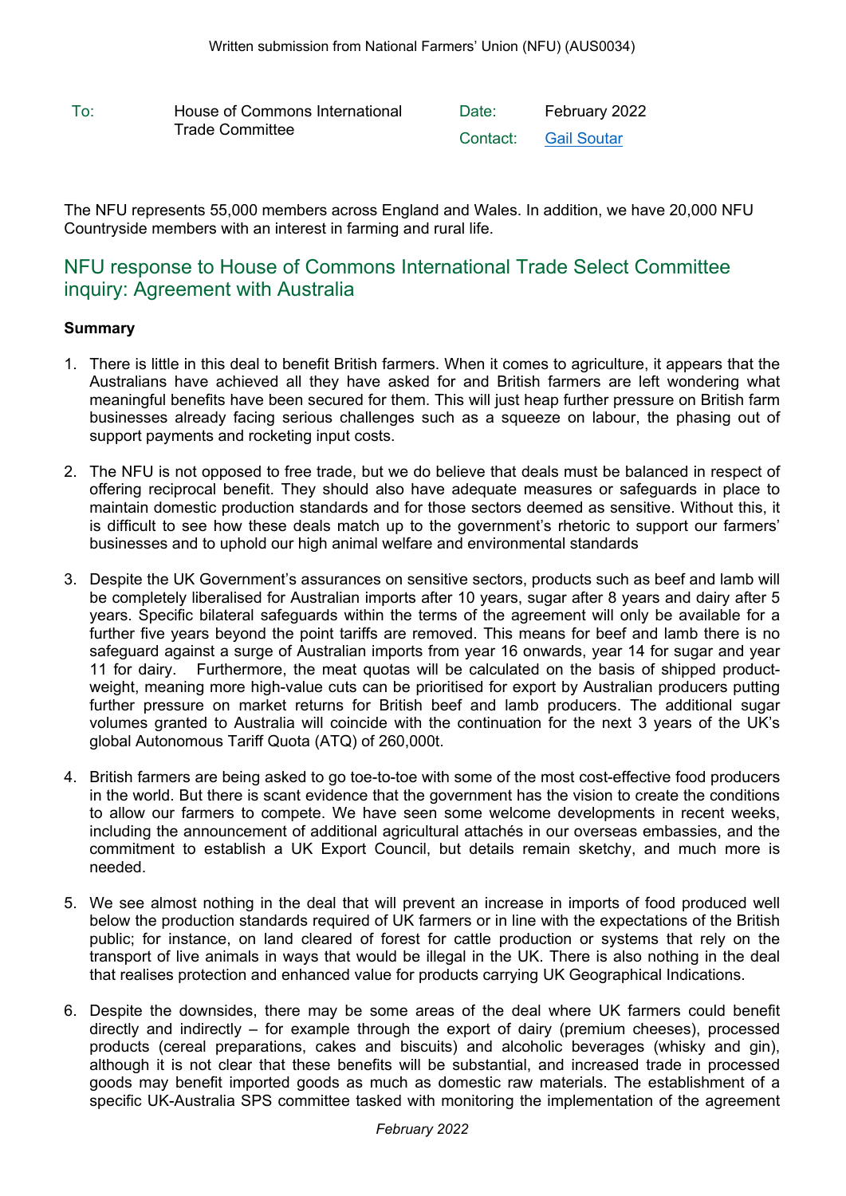Written submission from National Farmers' Union (NFU) (AUS0034)

| To: | House of Commons International Trade Committee | Date: | February 2022 |
|---|---|---|---|
| | | Contact: | Gail Soutar |

The NFU represents 55,000 members across England and Wales. In addition, we have 20,000 NFU Countryside members with an interest in farming and rural life.

## NFU response to House of Commons International Trade Select Committee inquiry: Agreement with Australia

**Summary**

1. There is little in this deal to benefit British farmers. When it comes to agriculture, it appears that the Australians have achieved all they have asked for and British farmers are left wondering what meaningful benefits have been secured for them. This will just heap further pressure on British farm businesses already facing serious challenges such as a squeeze on labour, the phasing out of support payments and rocketing input costs.

2. The NFU is not opposed to free trade, but we do believe that deals must be balanced in respect of offering reciprocal benefit. They should also have adequate measures or safeguards in place to maintain domestic production standards and for those sectors deemed as sensitive. Without this, it is difficult to see how these deals match up to the government's rhetoric to support our farmers' businesses and to uphold our high animal welfare and environmental standards

3. Despite the UK Government's assurances on sensitive sectors, products such as beef and lamb will be completely liberalised for Australian imports after 10 years, sugar after 8 years and dairy after 5 years. Specific bilateral safeguards within the terms of the agreement will only be available for a further five years beyond the point tariffs are removed. This means for beef and lamb there is no safeguard against a surge of Australian imports from year 16 onwards, year 14 for sugar and year 11 for dairy. Furthermore, the meat quotas will be calculated on the basis of shipped product-weight, meaning more high-value cuts can be prioritised for export by Australian producers putting further pressure on market returns for British beef and lamb producers. The additional sugar volumes granted to Australia will coincide with the continuation for the next 3 years of the UK's global Autonomous Tariff Quota (ATQ) of 260,000t.

4. British farmers are being asked to go toe-to-toe with some of the most cost-effective food producers in the world. But there is scant evidence that the government has the vision to create the conditions to allow our farmers to compete. We have seen some welcome developments in recent weeks, including the announcement of additional agricultural attachés in our overseas embassies, and the commitment to establish a UK Export Council, but details remain sketchy, and much more is needed.

5. We see almost nothing in the deal that will prevent an increase in imports of food produced well below the production standards required of UK farmers or in line with the expectations of the British public; for instance, on land cleared of forest for cattle production or systems that rely on the transport of live animals in ways that would be illegal in the UK. There is also nothing in the deal that realises protection and enhanced value for products carrying UK Geographical Indications.

6. Despite the downsides, there may be some areas of the deal where UK farmers could benefit directly and indirectly – for example through the export of dairy (premium cheeses), processed products (cereal preparations, cakes and biscuits) and alcoholic beverages (whisky and gin), although it is not clear that these benefits will be substantial, and increased trade in processed goods may benefit imported goods as much as domestic raw materials. The establishment of a specific UK-Australia SPS committee tasked with monitoring the implementation of the agreement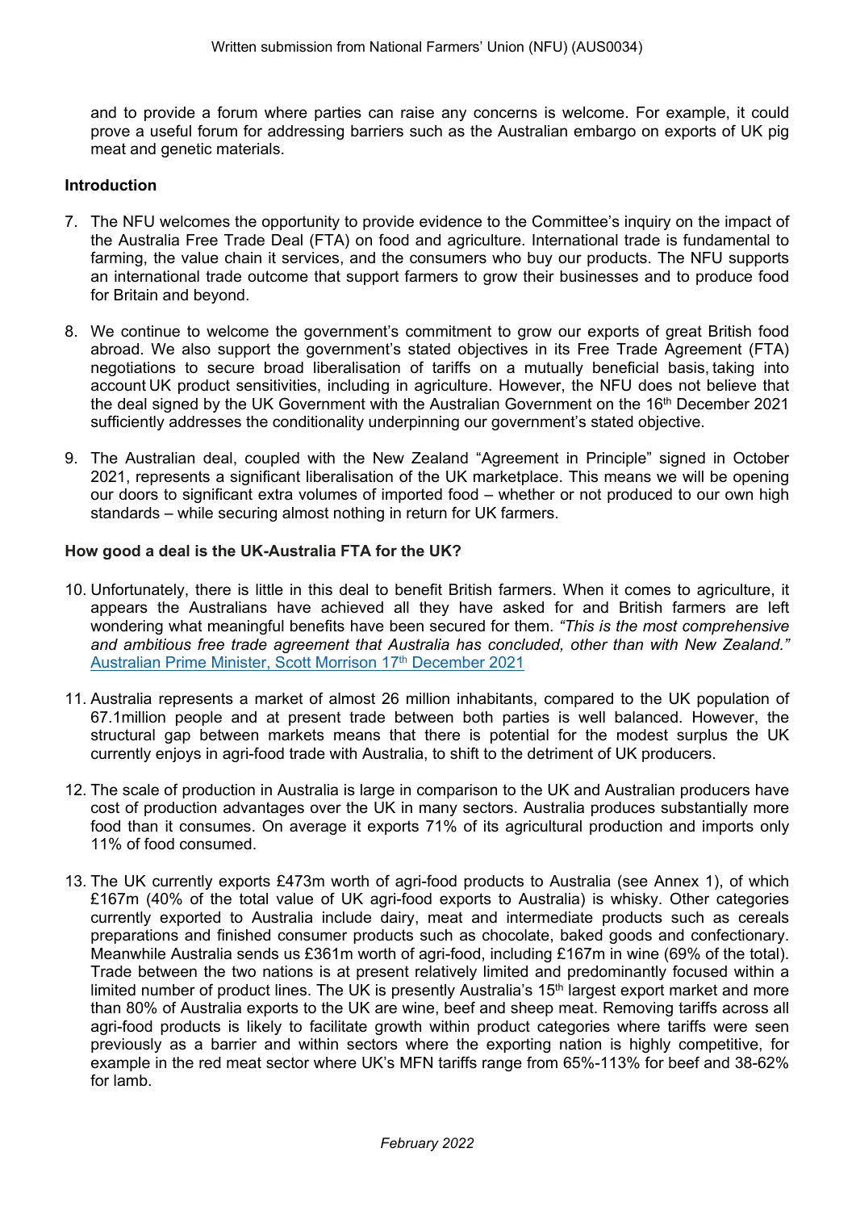and to provide a forum where parties can raise any concerns is welcome. For example, it could prove a useful forum for addressing barriers such as the Australian embargo on exports of UK pig meat and genetic materials.

## Introduction

7. The NFU welcomes the opportunity to provide evidence to the Committee's inquiry on the impact of the Australia Free Trade Deal (FTA) on food and agriculture. International trade is fundamental to farming, the value chain it services, and the consumers who buy our products. The NFU supports an international trade outcome that support farmers to grow their businesses and to produce food for Britain and beyond.

8. We continue to welcome the government's commitment to grow our exports of great British food abroad. We also support the government's stated objectives in its Free Trade Agreement (FTA) negotiations to secure broad liberalisation of tariffs on a mutually beneficial basis, taking into account UK product sensitivities, including in agriculture. However, the NFU does not believe that the deal signed by the UK Government with the Australian Government on the 16th December 2021 sufficiently addresses the conditionality underpinning our government's stated objective.

9. The Australian deal, coupled with the New Zealand "Agreement in Principle" signed in October 2021, represents a significant liberalisation of the UK marketplace. This means we will be opening our doors to significant extra volumes of imported food – whether or not produced to our own high standards – while securing almost nothing in return for UK farmers.

## How good a deal is the UK-Australia FTA for the UK?

10. Unfortunately, there is little in this deal to benefit British farmers. When it comes to agriculture, it appears the Australians have achieved all they have asked for and British farmers are left wondering what meaningful benefits have been secured for them. *"This is the most comprehensive and ambitious free trade agreement that Australia has concluded, other than with New Zealand."* Australian Prime Minister, Scott Morrison 17th December 2021

11. Australia represents a market of almost 26 million inhabitants, compared to the UK population of 67.1million people and at present trade between both parties is well balanced. However, the structural gap between markets means that there is potential for the modest surplus the UK currently enjoys in agri-food trade with Australia, to shift to the detriment of UK producers.

12. The scale of production in Australia is large in comparison to the UK and Australian producers have cost of production advantages over the UK in many sectors. Australia produces substantially more food than it consumes. On average it exports 71% of its agricultural production and imports only 11% of food consumed.

13. The UK currently exports £473m worth of agri-food products to Australia (see Annex 1), of which £167m (40% of the total value of UK agri-food exports to Australia) is whisky. Other categories currently exported to Australia include dairy, meat and intermediate products such as cereals preparations and finished consumer products such as chocolate, baked goods and confectionary. Meanwhile Australia sends us £361m worth of agri-food, including £167m in wine (69% of the total). Trade between the two nations is at present relatively limited and predominantly focused within a limited number of product lines. The UK is presently Australia's 15th largest export market and more than 80% of Australia exports to the UK are wine, beef and sheep meat. Removing tariffs across all agri-food products is likely to facilitate growth within product categories where tariffs were seen previously as a barrier and within sectors where the exporting nation is highly competitive, for example in the red meat sector where UK's MFN tariffs range from 65%-113% for beef and 38-62% for lamb.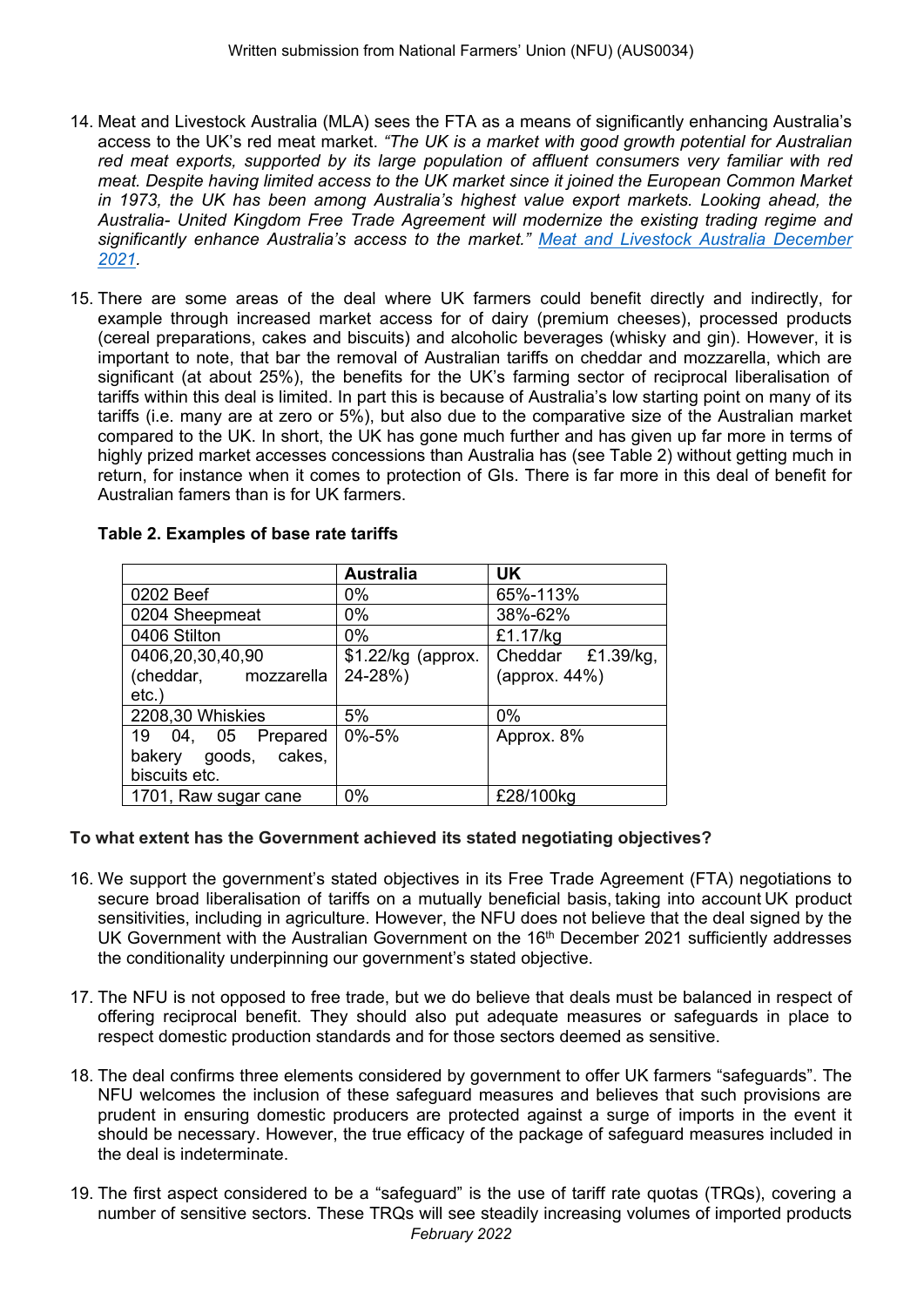14. Meat and Livestock Australia (MLA) sees the FTA as a means of significantly enhancing Australia's access to the UK's red meat market. *"The UK is a market with good growth potential for Australian red meat exports, supported by its large population of affluent consumers very familiar with red meat. Despite having limited access to the UK market since it joined the European Common Market in 1973, the UK has been among Australia's highest value export markets. Looking ahead, the Australia- United Kingdom Free Trade Agreement will modernize the existing trading regime and significantly enhance Australia's access to the market."* [Meat and Livestock Australia December 2021](#).

15. There are some areas of the deal where UK farmers could benefit directly and indirectly, for example through increased market access for of dairy (premium cheeses), processed products (cereal preparations, cakes and biscuits) and alcoholic beverages (whisky and gin). However, it is important to note, that bar the removal of Australian tariffs on cheddar and mozzarella, which are significant (at about 25%), the benefits for the UK's farming sector of reciprocal liberalisation of tariffs within this deal is limited. In part this is because of Australia's low starting point on many of its tariffs (i.e. many are at zero or 5%), but also due to the comparative size of the Australian market compared to the UK. In short, the UK has gone much further and has given up far more in terms of highly prized market accesses concessions than Australia has (see Table 2) without getting much in return, for instance when it comes to protection of GIs. There is far more in this deal of benefit for Australian famers than is for UK farmers.

**Table 2. Examples of base rate tariffs**

| | Australia | UK |
|---|---|---|
| 0202 Beef | 0% | 65%-113% |
| 0204 Sheepmeat | 0% | 38%-62% |
| 0406 Stilton | 0% | £1.17/kg |
| 0406,20,30,40,90 (cheddar, mozzarella etc.) | $1.22/kg (approx. 24-28%) | Cheddar £1.39/kg, (approx. 44%) |
| 2208,30 Whiskies | 5% | 0% |
| 19 04, 05 Prepared bakery goods, cakes, biscuits etc. | 0%-5% | Approx. 8% |
| 1701, Raw sugar cane | 0% | £28/100kg |

**To what extent has the Government achieved its stated negotiating objectives?**

16. We support the government's stated objectives in its Free Trade Agreement (FTA) negotiations to secure broad liberalisation of tariffs on a mutually beneficial basis, taking into account UK product sensitivities, including in agriculture. However, the NFU does not believe that the deal signed by the UK Government with the Australian Government on the 16th December 2021 sufficiently addresses the conditionality underpinning our government's stated objective.

17. The NFU is not opposed to free trade, but we do believe that deals must be balanced in respect of offering reciprocal benefit. They should also put adequate measures or safeguards in place to respect domestic production standards and for those sectors deemed as sensitive.

18. The deal confirms three elements considered by government to offer UK farmers "safeguards". The NFU welcomes the inclusion of these safeguard measures and believes that such provisions are prudent in ensuring domestic producers are protected against a surge of imports in the event it should be necessary. However, the true efficacy of the package of safeguard measures included in the deal is indeterminate.

19. The first aspect considered to be a "safeguard" is the use of tariff rate quotas (TRQs), covering a number of sensitive sectors. These TRQs will see steadily increasing volumes of imported products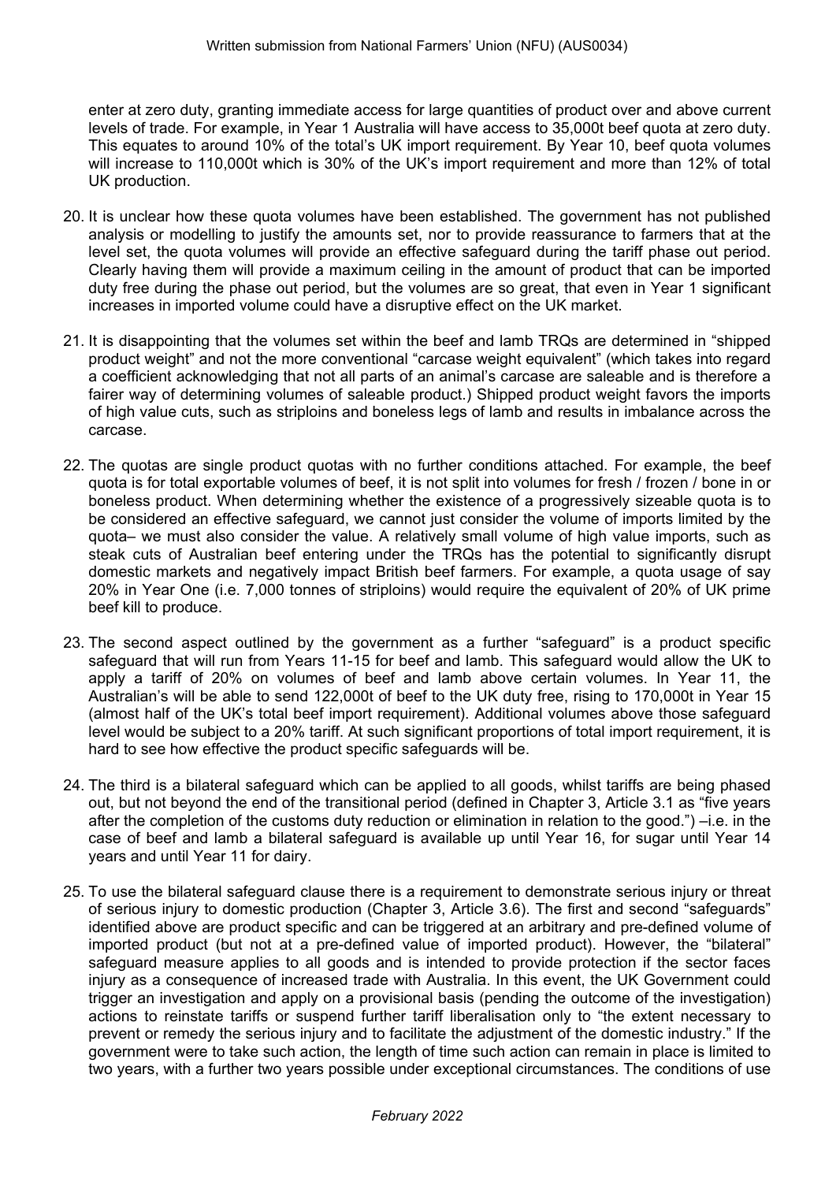enter at zero duty, granting immediate access for large quantities of product over and above current levels of trade. For example, in Year 1 Australia will have access to 35,000t beef quota at zero duty. This equates to around 10% of the total's UK import requirement. By Year 10, beef quota volumes will increase to 110,000t which is 30% of the UK's import requirement and more than 12% of total UK production.

20. It is unclear how these quota volumes have been established. The government has not published analysis or modelling to justify the amounts set, nor to provide reassurance to farmers that at the level set, the quota volumes will provide an effective safeguard during the tariff phase out period. Clearly having them will provide a maximum ceiling in the amount of product that can be imported duty free during the phase out period, but the volumes are so great, that even in Year 1 significant increases in imported volume could have a disruptive effect on the UK market.

21. It is disappointing that the volumes set within the beef and lamb TRQs are determined in "shipped product weight" and not the more conventional "carcase weight equivalent" (which takes into regard a coefficient acknowledging that not all parts of an animal's carcase are saleable and is therefore a fairer way of determining volumes of saleable product.) Shipped product weight favors the imports of high value cuts, such as striploins and boneless legs of lamb and results in imbalance across the carcase.

22. The quotas are single product quotas with no further conditions attached. For example, the beef quota is for total exportable volumes of beef, it is not split into volumes for fresh / frozen / bone in or boneless product. When determining whether the existence of a progressively sizeable quota is to be considered an effective safeguard, we cannot just consider the volume of imports limited by the quota– we must also consider the value. A relatively small volume of high value imports, such as steak cuts of Australian beef entering under the TRQs has the potential to significantly disrupt domestic markets and negatively impact British beef farmers. For example, a quota usage of say 20% in Year One (i.e. 7,000 tonnes of striploins) would require the equivalent of 20% of UK prime beef kill to produce.

23. The second aspect outlined by the government as a further "safeguard" is a product specific safeguard that will run from Years 11-15 for beef and lamb. This safeguard would allow the UK to apply a tariff of 20% on volumes of beef and lamb above certain volumes. In Year 11, the Australian's will be able to send 122,000t of beef to the UK duty free, rising to 170,000t in Year 15 (almost half of the UK's total beef import requirement). Additional volumes above those safeguard level would be subject to a 20% tariff. At such significant proportions of total import requirement, it is hard to see how effective the product specific safeguards will be.

24. The third is a bilateral safeguard which can be applied to all goods, whilst tariffs are being phased out, but not beyond the end of the transitional period (defined in Chapter 3, Article 3.1 as "five years after the completion of the customs duty reduction or elimination in relation to the good.") –i.e. in the case of beef and lamb a bilateral safeguard is available up until Year 16, for sugar until Year 14 years and until Year 11 for dairy.

25. To use the bilateral safeguard clause there is a requirement to demonstrate serious injury or threat of serious injury to domestic production (Chapter 3, Article 3.6). The first and second "safeguards" identified above are product specific and can be triggered at an arbitrary and pre-defined volume of imported product (but not at a pre-defined value of imported product). However, the "bilateral" safeguard measure applies to all goods and is intended to provide protection if the sector faces injury as a consequence of increased trade with Australia. In this event, the UK Government could trigger an investigation and apply on a provisional basis (pending the outcome of the investigation) actions to reinstate tariffs or suspend further tariff liberalisation only to "the extent necessary to prevent or remedy the serious injury and to facilitate the adjustment of the domestic industry." If the government were to take such action, the length of time such action can remain in place is limited to two years, with a further two years possible under exceptional circumstances. The conditions of use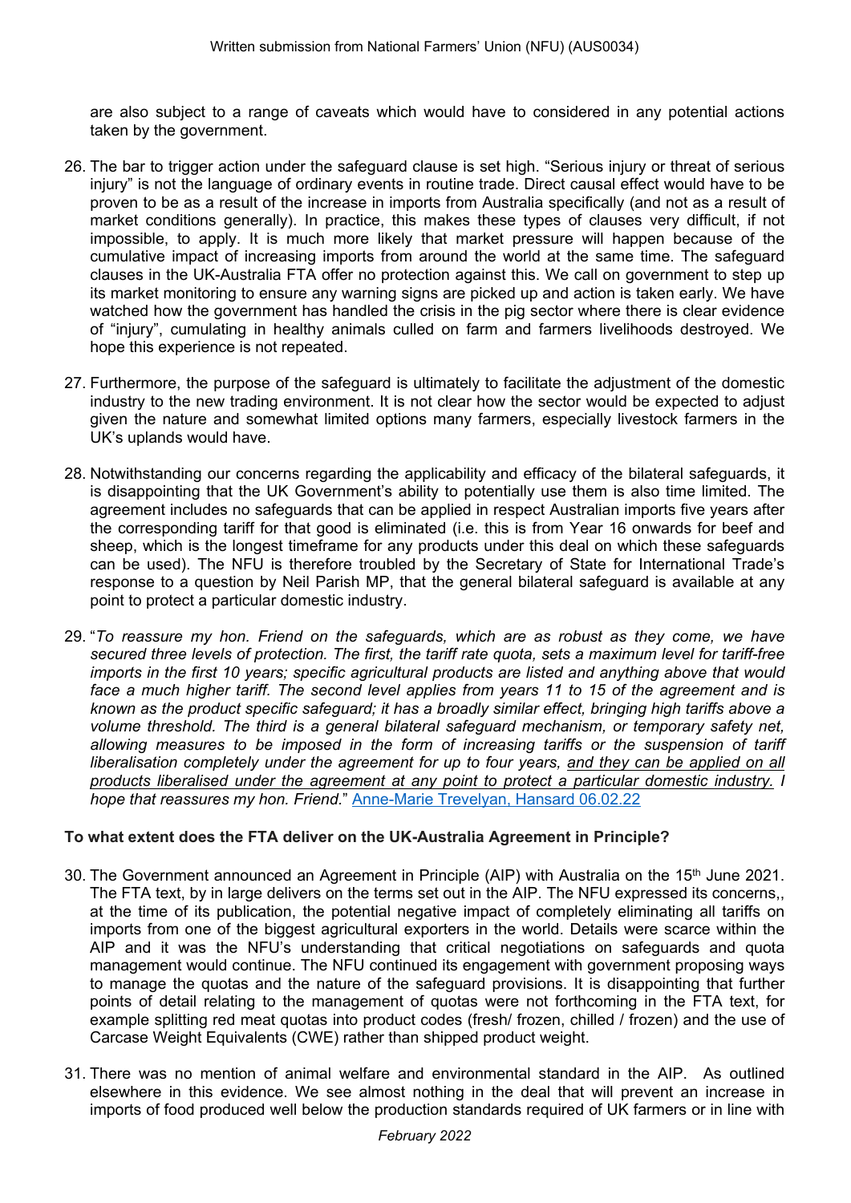are also subject to a range of caveats which would have to considered in any potential actions taken by the government.

26. The bar to trigger action under the safeguard clause is set high. "Serious injury or threat of serious injury" is not the language of ordinary events in routine trade. Direct causal effect would have to be proven to be as a result of the increase in imports from Australia specifically (and not as a result of market conditions generally). In practice, this makes these types of clauses very difficult, if not impossible, to apply. It is much more likely that market pressure will happen because of the cumulative impact of increasing imports from around the world at the same time. The safeguard clauses in the UK-Australia FTA offer no protection against this. We call on government to step up its market monitoring to ensure any warning signs are picked up and action is taken early. We have watched how the government has handled the crisis in the pig sector where there is clear evidence of "injury", cumulating in healthy animals culled on farm and farmers livelihoods destroyed. We hope this experience is not repeated.

27. Furthermore, the purpose of the safeguard is ultimately to facilitate the adjustment of the domestic industry to the new trading environment. It is not clear how the sector would be expected to adjust given the nature and somewhat limited options many farmers, especially livestock farmers in the UK's uplands would have.

28. Notwithstanding our concerns regarding the applicability and efficacy of the bilateral safeguards, it is disappointing that the UK Government's ability to potentially use them is also time limited. The agreement includes no safeguards that can be applied in respect Australian imports five years after the corresponding tariff for that good is eliminated (i.e. this is from Year 16 onwards for beef and sheep, which is the longest timeframe for any products under this deal on which these safeguards can be used). The NFU is therefore troubled by the Secretary of State for International Trade's response to a question by Neil Parish MP, that the general bilateral safeguard is available at any point to protect a particular domestic industry.

29. "*To reassure my hon. Friend on the safeguards, which are as robust as they come, we have secured three levels of protection. The first, the tariff rate quota, sets a maximum level for tariff-free imports in the first 10 years; specific agricultural products are listed and anything above that would face a much higher tariff. The second level applies from years 11 to 15 of the agreement and is known as the product specific safeguard; it has a broadly similar effect, bringing high tariffs above a volume threshold. The third is a general bilateral safeguard mechanism, or temporary safety net, allowing measures to be imposed in the form of increasing tariffs or the suspension of tariff liberalisation completely under the agreement for up to four years, <u>and they can be applied on all products liberalised under the agreement at any point to protect a particular domestic industry.</u> I hope that reassures my hon. Friend*." Anne-Marie Trevelyan, Hansard 06.02.22

**To what extent does the FTA deliver on the UK-Australia Agreement in Principle?**

30. The Government announced an Agreement in Principle (AIP) with Australia on the 15th June 2021. The FTA text, by in large delivers on the terms set out in the AIP. The NFU expressed its concerns,, at the time of its publication, the potential negative impact of completely eliminating all tariffs on imports from one of the biggest agricultural exporters in the world. Details were scarce within the AIP and it was the NFU's understanding that critical negotiations on safeguards and quota management would continue. The NFU continued its engagement with government proposing ways to manage the quotas and the nature of the safeguard provisions. It is disappointing that further points of detail relating to the management of quotas were not forthcoming in the FTA text, for example splitting red meat quotas into product codes (fresh/ frozen, chilled / frozen) and the use of Carcase Weight Equivalents (CWE) rather than shipped product weight.

31. There was no mention of animal welfare and environmental standard in the AIP. As outlined elsewhere in this evidence. We see almost nothing in the deal that will prevent an increase in imports of food produced well below the production standards required of UK farmers or in line with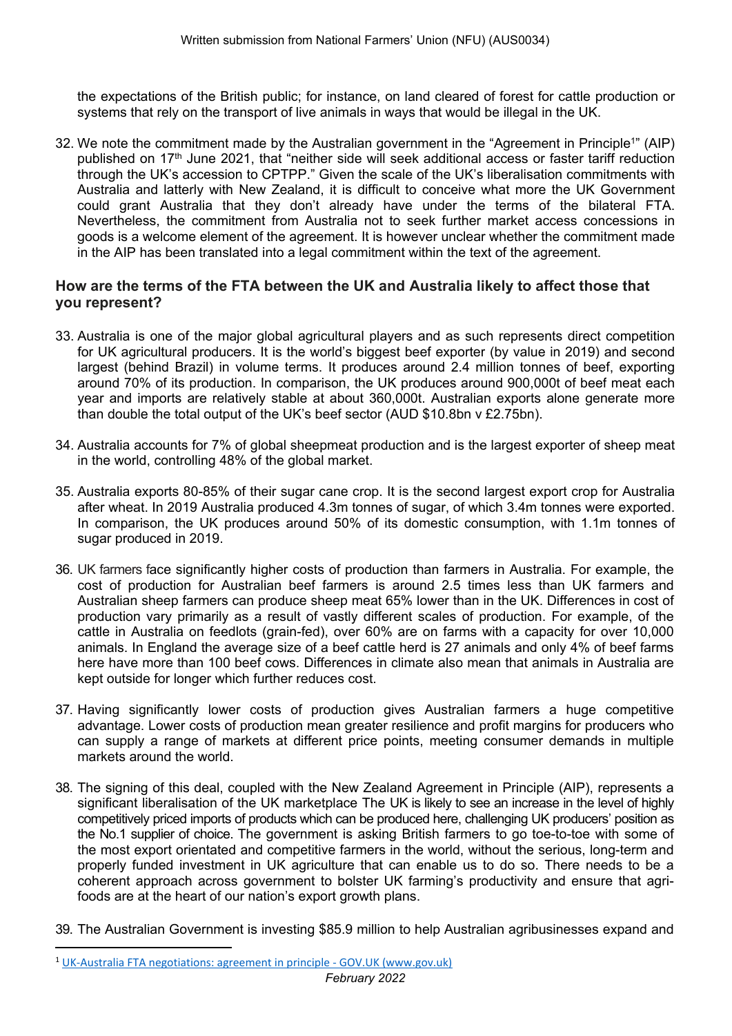the expectations of the British public; for instance, on land cleared of forest for cattle production or systems that rely on the transport of live animals in ways that would be illegal in the UK.

32. We note the commitment made by the Australian government in the "Agreement in Principle[1]" (AIP) published on 17th June 2021, that "neither side will seek additional access or faster tariff reduction through the UK's accession to CPTPP." Given the scale of the UK's liberalisation commitments with Australia and latterly with New Zealand, it is difficult to conceive what more the UK Government could grant Australia that they don't already have under the terms of the bilateral FTA. Nevertheless, the commitment from Australia not to seek further market access concessions in goods is a welcome element of the agreement. It is however unclear whether the commitment made in the AIP has been translated into a legal commitment within the text of the agreement.

### How are the terms of the FTA between the UK and Australia likely to affect those that you represent?

33. Australia is one of the major global agricultural players and as such represents direct competition for UK agricultural producers. It is the world's biggest beef exporter (by value in 2019) and second largest (behind Brazil) in volume terms. It produces around 2.4 million tonnes of beef, exporting around 70% of its production. In comparison, the UK produces around 900,000t of beef meat each year and imports are relatively stable at about 360,000t. Australian exports alone generate more than double the total output of the UK's beef sector (AUD $10.8bn v £2.75bn).

34. Australia accounts for 7% of global sheepmeat production and is the largest exporter of sheep meat in the world, controlling 48% of the global market.

35. Australia exports 80-85% of their sugar cane crop. It is the second largest export crop for Australia after wheat. In 2019 Australia produced 4.3m tonnes of sugar, of which 3.4m tonnes were exported. In comparison, the UK produces around 50% of its domestic consumption, with 1.1m tonnes of sugar produced in 2019.

36. UK farmers face significantly higher costs of production than farmers in Australia. For example, the cost of production for Australian beef farmers is around 2.5 times less than UK farmers and Australian sheep farmers can produce sheep meat 65% lower than in the UK. Differences in cost of production vary primarily as a result of vastly different scales of production. For example, of the cattle in Australia on feedlots (grain-fed), over 60% are on farms with a capacity for over 10,000 animals. In England the average size of a beef cattle herd is 27 animals and only 4% of beef farms here have more than 100 beef cows. Differences in climate also mean that animals in Australia are kept outside for longer which further reduces cost.

37. Having significantly lower costs of production gives Australian farmers a huge competitive advantage. Lower costs of production mean greater resilience and profit margins for producers who can supply a range of markets at different price points, meeting consumer demands in multiple markets around the world.

38. The signing of this deal, coupled with the New Zealand Agreement in Principle (AIP), represents a significant liberalisation of the UK marketplace The UK is likely to see an increase in the level of highly competitively priced imports of products which can be produced here, challenging UK producers' position as the No.1 supplier of choice. The government is asking British farmers to go toe-to-toe with some of the most export orientated and competitive farmers in the world, without the serious, long-term and properly funded investment in UK agriculture that can enable us to do so. There needs to be a coherent approach across government to bolster UK farming's productivity and ensure that agri-foods are at the heart of our nation's export growth plans.

39. The Australian Government is investing $85.9 million to help Australian agribusinesses expand and

[1] UK-Australia FTA negotiations: agreement in principle - GOV.UK (www.gov.uk)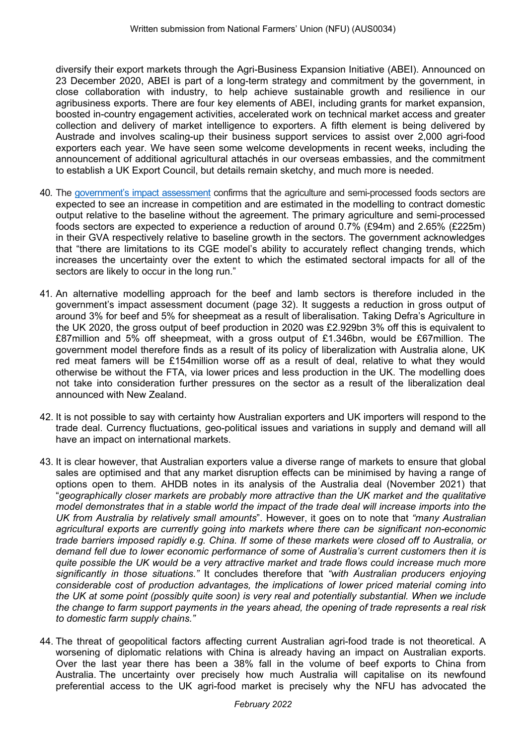diversify their export markets through the Agri-Business Expansion Initiative (ABEI). Announced on 23 December 2020, ABEI is part of a long-term strategy and commitment by the government, in close collaboration with industry, to help achieve sustainable growth and resilience in our agribusiness exports. There are four key elements of ABEI, including grants for market expansion, boosted in-country engagement activities, accelerated work on technical market access and greater collection and delivery of market intelligence to exporters. A fifth element is being delivered by Austrade and involves scaling-up their business support services to assist over 2,000 agri-food exporters each year. We have seen some welcome developments in recent weeks, including the announcement of additional agricultural attachés in our overseas embassies, and the commitment to establish a UK Export Council, but details remain sketchy, and much more is needed.

40. The government's impact assessment confirms that the agriculture and semi-processed foods sectors are expected to see an increase in competition and are estimated in the modelling to contract domestic output relative to the baseline without the agreement. The primary agriculture and semi-processed foods sectors are expected to experience a reduction of around 0.7% (£94m) and 2.65% (£225m) in their GVA respectively relative to baseline growth in the sectors. The government acknowledges that "there are limitations to its CGE model's ability to accurately reflect changing trends, which increases the uncertainty over the extent to which the estimated sectoral impacts for all of the sectors are likely to occur in the long run."

41. An alternative modelling approach for the beef and lamb sectors is therefore included in the government's impact assessment document (page 32). It suggests a reduction in gross output of around 3% for beef and 5% for sheepmeat as a result of liberalisation. Taking Defra's Agriculture in the UK 2020, the gross output of beef production in 2020 was £2.929bn 3% off this is equivalent to £87million and 5% off sheepmeat, with a gross output of £1.346bn, would be £67million. The government model therefore finds as a result of its policy of liberalization with Australia alone, UK red meat famers will be £154million worse off as a result of deal, relative to what they would otherwise be without the FTA, via lower prices and less production in the UK. The modelling does not take into consideration further pressures on the sector as a result of the liberalization deal announced with New Zealand.

42. It is not possible to say with certainty how Australian exporters and UK importers will respond to the trade deal. Currency fluctuations, geo-political issues and variations in supply and demand will all have an impact on international markets.

43. It is clear however, that Australian exporters value a diverse range of markets to ensure that global sales are optimised and that any market disruption effects can be minimised by having a range of options open to them. AHDB notes in its analysis of the Australia deal (November 2021) that "*geographically closer markets are probably more attractive than the UK market and the qualitative model demonstrates that in a stable world the impact of the trade deal will increase imports into the UK from Australia by relatively small amounts*". However, it goes on to note that *"many Australian agricultural exports are currently going into markets where there can be significant non-economic trade barriers imposed rapidly e.g. China. If some of these markets were closed off to Australia, or demand fell due to lower economic performance of some of Australia's current customers then it is quite possible the UK would be a very attractive market and trade flows could increase much more significantly in those situations."* It concludes therefore that *"with Australian producers enjoying considerable cost of production advantages, the implications of lower priced material coming into the UK at some point (possibly quite soon) is very real and potentially substantial. When we include the change to farm support payments in the years ahead, the opening of trade represents a real risk to domestic farm supply chains."*

44. The threat of geopolitical factors affecting current Australian agri-food trade is not theoretical. A worsening of diplomatic relations with China is already having an impact on Australian exports. Over the last year there has been a 38% fall in the volume of beef exports to China from Australia. The uncertainty over precisely how much Australia will capitalise on its newfound preferential access to the UK agri-food market is precisely why the NFU has advocated the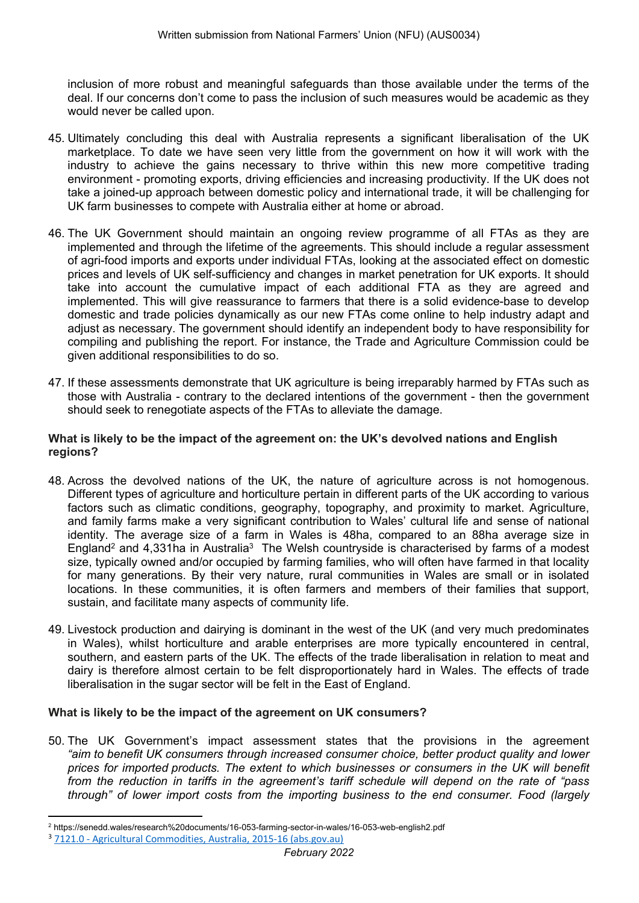inclusion of more robust and meaningful safeguards than those available under the terms of the deal. If our concerns don't come to pass the inclusion of such measures would be academic as they would never be called upon.

45. Ultimately concluding this deal with Australia represents a significant liberalisation of the UK marketplace. To date we have seen very little from the government on how it will work with the industry to achieve the gains necessary to thrive within this new more competitive trading environment - promoting exports, driving efficiencies and increasing productivity. If the UK does not take a joined-up approach between domestic policy and international trade, it will be challenging for UK farm businesses to compete with Australia either at home or abroad.

46. The UK Government should maintain an ongoing review programme of all FTAs as they are implemented and through the lifetime of the agreements. This should include a regular assessment of agri-food imports and exports under individual FTAs, looking at the associated effect on domestic prices and levels of UK self-sufficiency and changes in market penetration for UK exports. It should take into account the cumulative impact of each additional FTA as they are agreed and implemented. This will give reassurance to farmers that there is a solid evidence-base to develop domestic and trade policies dynamically as our new FTAs come online to help industry adapt and adjust as necessary. The government should identify an independent body to have responsibility for compiling and publishing the report. For instance, the Trade and Agriculture Commission could be given additional responsibilities to do so.

47. If these assessments demonstrate that UK agriculture is being irreparably harmed by FTAs such as those with Australia - contrary to the declared intentions of the government - then the government should seek to renegotiate aspects of the FTAs to alleviate the damage.

**What is likely to be the impact of the agreement on: the UK's devolved nations and English regions?**

48. Across the devolved nations of the UK, the nature of agriculture across is not homogenous. Different types of agriculture and horticulture pertain in different parts of the UK according to various factors such as climatic conditions, geography, topography, and proximity to market. Agriculture, and family farms make a very significant contribution to Wales' cultural life and sense of national identity. The average size of a farm in Wales is 48ha, compared to an 88ha average size in England[2] and 4,331ha in Australia[3] The Welsh countryside is characterised by farms of a modest size, typically owned and/or occupied by farming families, who will often have farmed in that locality for many generations. By their very nature, rural communities in Wales are small or in isolated locations. In these communities, it is often farmers and members of their families that support, sustain, and facilitate many aspects of community life.

49. Livestock production and dairying is dominant in the west of the UK (and very much predominates in Wales), whilst horticulture and arable enterprises are more typically encountered in central, southern, and eastern parts of the UK. The effects of the trade liberalisation in relation to meat and dairy is therefore almost certain to be felt disproportionately hard in Wales. The effects of trade liberalisation in the sugar sector will be felt in the East of England.

**What is likely to be the impact of the agreement on UK consumers?**

50. The UK Government's impact assessment states that the provisions in the agreement *"aim to benefit UK consumers through increased consumer choice, better product quality and lower prices for imported products. The extent to which businesses or consumers in the UK will benefit from the reduction in tariffs in the agreement's tariff schedule will depend on the rate of "pass through" of lower import costs from the importing business to the end consumer. Food (largely*

[2] https://senedd.wales/research%20documents/16-053-farming-sector-in-wales/16-053-web-english2.pdf

[3] 7121.0 - Agricultural Commodities, Australia, 2015-16 (abs.gov.au)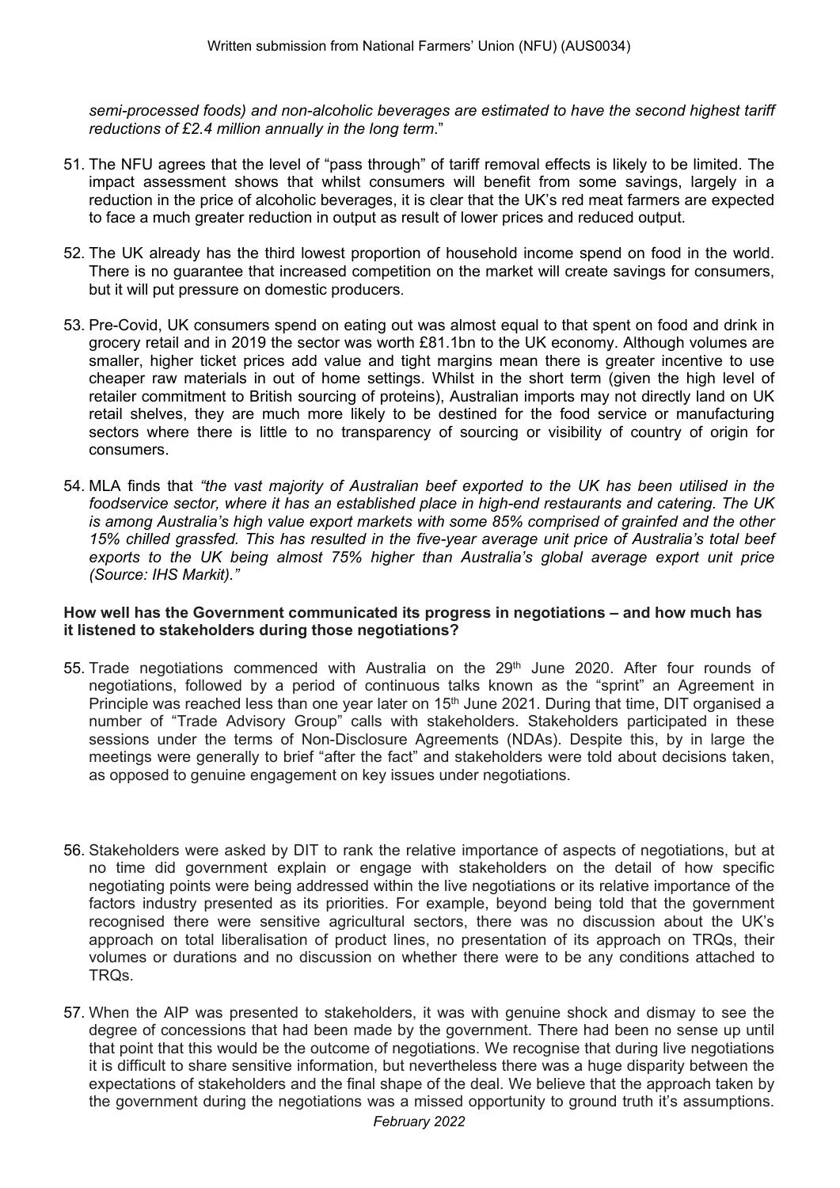*semi-processed foods) and non-alcoholic beverages are estimated to have the second highest tariff reductions of £2.4 million annually in the long term*."

51. The NFU agrees that the level of "pass through" of tariff removal effects is likely to be limited. The impact assessment shows that whilst consumers will benefit from some savings, largely in a reduction in the price of alcoholic beverages, it is clear that the UK's red meat farmers are expected to face a much greater reduction in output as result of lower prices and reduced output.

52. The UK already has the third lowest proportion of household income spend on food in the world. There is no guarantee that increased competition on the market will create savings for consumers, but it will put pressure on domestic producers.

53. Pre-Covid, UK consumers spend on eating out was almost equal to that spent on food and drink in grocery retail and in 2019 the sector was worth £81.1bn to the UK economy. Although volumes are smaller, higher ticket prices add value and tight margins mean there is greater incentive to use cheaper raw materials in out of home settings. Whilst in the short term (given the high level of retailer commitment to British sourcing of proteins), Australian imports may not directly land on UK retail shelves, they are much more likely to be destined for the food service or manufacturing sectors where there is little to no transparency of sourcing or visibility of country of origin for consumers.

54. MLA finds that *"the vast majority of Australian beef exported to the UK has been utilised in the foodservice sector, where it has an established place in high-end restaurants and catering. The UK is among Australia's high value export markets with some 85% comprised of grainfed and the other 15% chilled grassfed. This has resulted in the five-year average unit price of Australia's total beef exports to the UK being almost 75% higher than Australia's global average export unit price (Source: IHS Markit)."*

**How well has the Government communicated its progress in negotiations – and how much has it listened to stakeholders during those negotiations?**

55. Trade negotiations commenced with Australia on the 29th June 2020. After four rounds of negotiations, followed by a period of continuous talks known as the "sprint" an Agreement in Principle was reached less than one year later on 15th June 2021. During that time, DIT organised a number of "Trade Advisory Group" calls with stakeholders. Stakeholders participated in these sessions under the terms of Non-Disclosure Agreements (NDAs). Despite this, by in large the meetings were generally to brief "after the fact" and stakeholders were told about decisions taken, as opposed to genuine engagement on key issues under negotiations.

56. Stakeholders were asked by DIT to rank the relative importance of aspects of negotiations, but at no time did government explain or engage with stakeholders on the detail of how specific negotiating points were being addressed within the live negotiations or its relative importance of the factors industry presented as its priorities. For example, beyond being told that the government recognised there were sensitive agricultural sectors, there was no discussion about the UK's approach on total liberalisation of product lines, no presentation of its approach on TRQs, their volumes or durations and no discussion on whether there were to be any conditions attached to TRQs.

57. When the AIP was presented to stakeholders, it was with genuine shock and dismay to see the degree of concessions that had been made by the government. There had been no sense up until that point that this would be the outcome of negotiations. We recognise that during live negotiations it is difficult to share sensitive information, but nevertheless there was a huge disparity between the expectations of stakeholders and the final shape of the deal. We believe that the approach taken by the government during the negotiations was a missed opportunity to ground truth it's assumptions.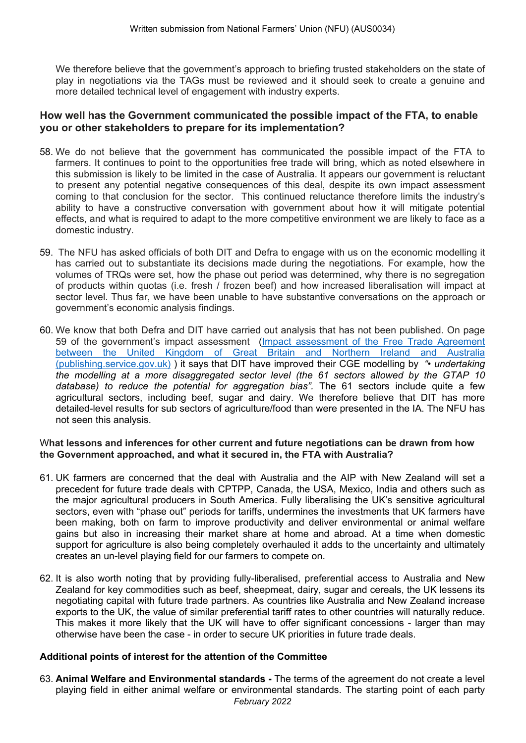We therefore believe that the government's approach to briefing trusted stakeholders on the state of play in negotiations via the TAGs must be reviewed and it should seek to create a genuine and more detailed technical level of engagement with industry experts.

### How well has the Government communicated the possible impact of the FTA, to enable you or other stakeholders to prepare for its implementation?

58. We do not believe that the government has communicated the possible impact of the FTA to farmers. It continues to point to the opportunities free trade will bring, which as noted elsewhere in this submission is likely to be limited in the case of Australia. It appears our government is reluctant to present any potential negative consequences of this deal, despite its own impact assessment coming to that conclusion for the sector. This continued reluctance therefore limits the industry's ability to have a constructive conversation with government about how it will mitigate potential effects, and what is required to adapt to the more competitive environment we are likely to face as a domestic industry.

59. The NFU has asked officials of both DIT and Defra to engage with us on the economic modelling it has carried out to substantiate its decisions made during the negotiations. For example, how the volumes of TRQs were set, how the phase out period was determined, why there is no segregation of products within quotas (i.e. fresh / frozen beef) and how increased liberalisation will impact at sector level. Thus far, we have been unable to have substantive conversations on the approach or government's economic analysis findings.

60. We know that both Defra and DIT have carried out analysis that has not been published. On page 59 of the government's impact assessment ([Impact assessment of the Free Trade Agreement between the United Kingdom of Great Britain and Northern Ireland and Australia (publishing.service.gov.uk)](publishing.service.gov.uk)) it says that DIT have improved their CGE modelling by *"• undertaking the modelling at a more disaggregated sector level (the 61 sectors allowed by the GTAP 10 database) to reduce the potential for aggregation bias".* The 61 sectors include quite a few agricultural sectors, including beef, sugar and dairy. We therefore believe that DIT has more detailed-level results for sub sectors of agriculture/food than were presented in the IA. The NFU has not seen this analysis.

### What lessons and inferences for other current and future negotiations can be drawn from how the Government approached, and what it secured in, the FTA with Australia?

61. UK farmers are concerned that the deal with Australia and the AIP with New Zealand will set a precedent for future trade deals with CPTPP, Canada, the USA, Mexico, India and others such as the major agricultural producers in South America. Fully liberalising the UK's sensitive agricultural sectors, even with "phase out" periods for tariffs, undermines the investments that UK farmers have been making, both on farm to improve productivity and deliver environmental or animal welfare gains but also in increasing their market share at home and abroad. At a time when domestic support for agriculture is also being completely overhauled it adds to the uncertainty and ultimately creates an un-level playing field for our farmers to compete on.

62. It is also worth noting that by providing fully-liberalised, preferential access to Australia and New Zealand for key commodities such as beef, sheepmeat, dairy, sugar and cereals, the UK lessens its negotiating capital with future trade partners. As countries like Australia and New Zealand increase exports to the UK, the value of similar preferential tariff rates to other countries will naturally reduce. This makes it more likely that the UK will have to offer significant concessions - larger than may otherwise have been the case - in order to secure UK priorities in future trade deals.

### Additional points of interest for the attention of the Committee

63. **Animal Welfare and Environmental standards -** The terms of the agreement do not create a level playing field in either animal welfare or environmental standards. The starting point of each party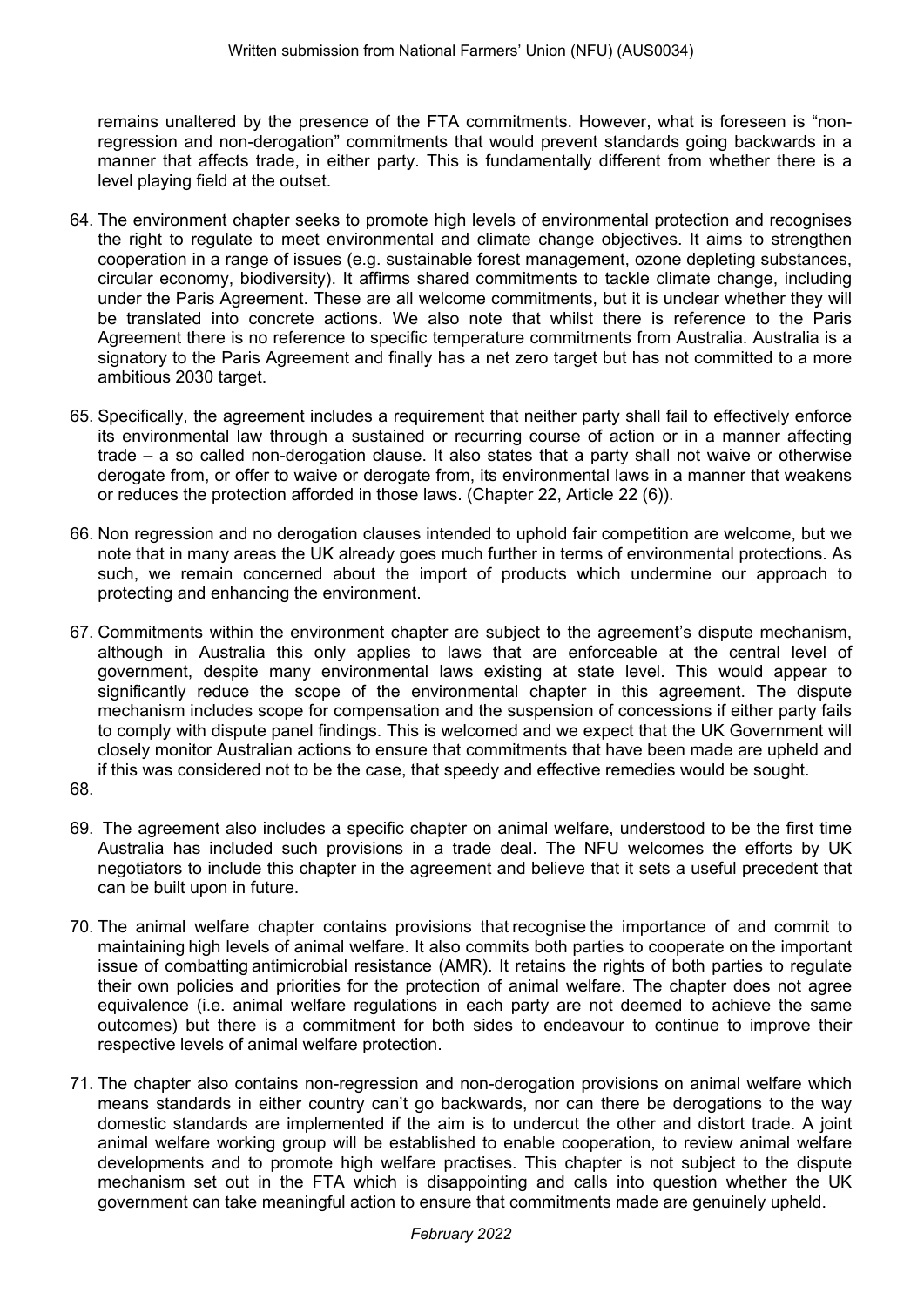remains unaltered by the presence of the FTA commitments. However, what is foreseen is "non-regression and non-derogation" commitments that would prevent standards going backwards in a manner that affects trade, in either party. This is fundamentally different from whether there is a level playing field at the outset.

64. The environment chapter seeks to promote high levels of environmental protection and recognises the right to regulate to meet environmental and climate change objectives. It aims to strengthen cooperation in a range of issues (e.g. sustainable forest management, ozone depleting substances, circular economy, biodiversity). It affirms shared commitments to tackle climate change, including under the Paris Agreement. These are all welcome commitments, but it is unclear whether they will be translated into concrete actions. We also note that whilst there is reference to the Paris Agreement there is no reference to specific temperature commitments from Australia. Australia is a signatory to the Paris Agreement and finally has a net zero target but has not committed to a more ambitious 2030 target.

65. Specifically, the agreement includes a requirement that neither party shall fail to effectively enforce its environmental law through a sustained or recurring course of action or in a manner affecting trade – a so called non-derogation clause. It also states that a party shall not waive or otherwise derogate from, or offer to waive or derogate from, its environmental laws in a manner that weakens or reduces the protection afforded in those laws. (Chapter 22, Article 22 (6)).

66. Non regression and no derogation clauses intended to uphold fair competition are welcome, but we note that in many areas the UK already goes much further in terms of environmental protections. As such, we remain concerned about the import of products which undermine our approach to protecting and enhancing the environment.

67. Commitments within the environment chapter are subject to the agreement's dispute mechanism, although in Australia this only applies to laws that are enforceable at the central level of government, despite many environmental laws existing at state level. This would appear to significantly reduce the scope of the environmental chapter in this agreement. The dispute mechanism includes scope for compensation and the suspension of concessions if either party fails to comply with dispute panel findings. This is welcomed and we expect that the UK Government will closely monitor Australian actions to ensure that commitments that have been made are upheld and if this was considered not to be the case, that speedy and effective remedies would be sought.

68. 

69. The agreement also includes a specific chapter on animal welfare, understood to be the first time Australia has included such provisions in a trade deal. The NFU welcomes the efforts by UK negotiators to include this chapter in the agreement and believe that it sets a useful precedent that can be built upon in future.

70. The animal welfare chapter contains provisions that recognise the importance of and commit to maintaining high levels of animal welfare. It also commits both parties to cooperate on the important issue of combatting antimicrobial resistance (AMR). It retains the rights of both parties to regulate their own policies and priorities for the protection of animal welfare. The chapter does not agree equivalence (i.e. animal welfare regulations in each party are not deemed to achieve the same outcomes) but there is a commitment for both sides to endeavour to continue to improve their respective levels of animal welfare protection.

71. The chapter also contains non-regression and non-derogation provisions on animal welfare which means standards in either country can't go backwards, nor can there be derogations to the way domestic standards are implemented if the aim is to undercut the other and distort trade. A joint animal welfare working group will be established to enable cooperation, to review animal welfare developments and to promote high welfare practises. This chapter is not subject to the dispute mechanism set out in the FTA which is disappointing and calls into question whether the UK government can take meaningful action to ensure that commitments made are genuinely upheld.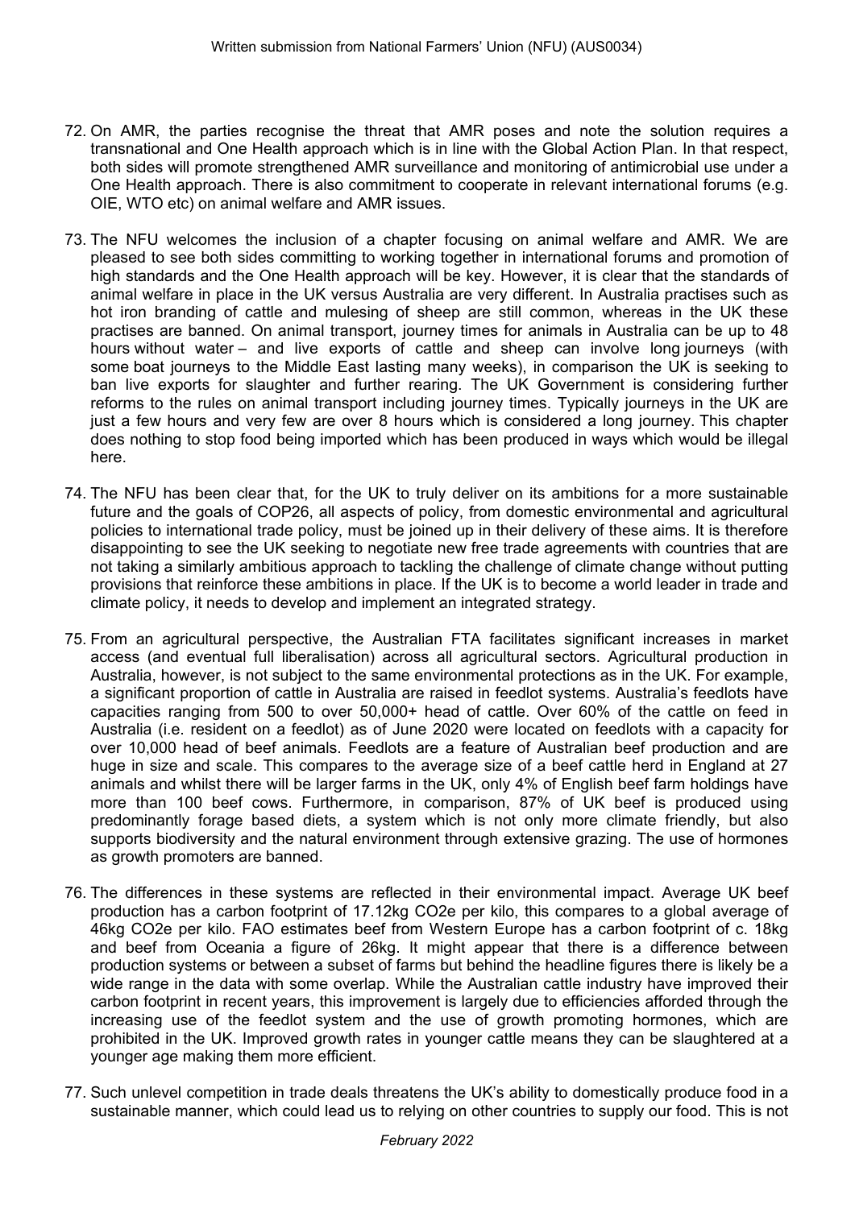72. On AMR, the parties recognise the threat that AMR poses and note the solution requires a transnational and One Health approach which is in line with the Global Action Plan. In that respect, both sides will promote strengthened AMR surveillance and monitoring of antimicrobial use under a One Health approach. There is also commitment to cooperate in relevant international forums (e.g. OIE, WTO etc) on animal welfare and AMR issues.

73. The NFU welcomes the inclusion of a chapter focusing on animal welfare and AMR. We are pleased to see both sides committing to working together in international forums and promotion of high standards and the One Health approach will be key. However, it is clear that the standards of animal welfare in place in the UK versus Australia are very different. In Australia practises such as hot iron branding of cattle and mulesing of sheep are still common, whereas in the UK these practises are banned. On animal transport, journey times for animals in Australia can be up to 48 hours without water – and live exports of cattle and sheep can involve long journeys (with some boat journeys to the Middle East lasting many weeks), in comparison the UK is seeking to ban live exports for slaughter and further rearing. The UK Government is considering further reforms to the rules on animal transport including journey times. Typically journeys in the UK are just a few hours and very few are over 8 hours which is considered a long journey. This chapter does nothing to stop food being imported which has been produced in ways which would be illegal here.

74. The NFU has been clear that, for the UK to truly deliver on its ambitions for a more sustainable future and the goals of COP26, all aspects of policy, from domestic environmental and agricultural policies to international trade policy, must be joined up in their delivery of these aims. It is therefore disappointing to see the UK seeking to negotiate new free trade agreements with countries that are not taking a similarly ambitious approach to tackling the challenge of climate change without putting provisions that reinforce these ambitions in place. If the UK is to become a world leader in trade and climate policy, it needs to develop and implement an integrated strategy.

75. From an agricultural perspective, the Australian FTA facilitates significant increases in market access (and eventual full liberalisation) across all agricultural sectors. Agricultural production in Australia, however, is not subject to the same environmental protections as in the UK. For example, a significant proportion of cattle in Australia are raised in feedlot systems. Australia's feedlots have capacities ranging from 500 to over 50,000+ head of cattle. Over 60% of the cattle on feed in Australia (i.e. resident on a feedlot) as of June 2020 were located on feedlots with a capacity for over 10,000 head of beef animals. Feedlots are a feature of Australian beef production and are huge in size and scale. This compares to the average size of a beef cattle herd in England at 27 animals and whilst there will be larger farms in the UK, only 4% of English beef farm holdings have more than 100 beef cows. Furthermore, in comparison, 87% of UK beef is produced using predominantly forage based diets, a system which is not only more climate friendly, but also supports biodiversity and the natural environment through extensive grazing. The use of hormones as growth promoters are banned.

76. The differences in these systems are reflected in their environmental impact. Average UK beef production has a carbon footprint of 17.12kg $CO_2e$ per kilo, this compares to a global average of 46kg $CO_2e$ per kilo. FAO estimates beef from Western Europe has a carbon footprint of c. 18kg and beef from Oceania a figure of 26kg. It might appear that there is a difference between production systems or between a subset of farms but behind the headline figures there is likely be a wide range in the data with some overlap. While the Australian cattle industry have improved their carbon footprint in recent years, this improvement is largely due to efficiencies afforded through the increasing use of the feedlot system and the use of growth promoting hormones, which are prohibited in the UK. Improved growth rates in younger cattle means they can be slaughtered at a younger age making them more efficient.

77. Such unlevel competition in trade deals threatens the UK's ability to domestically produce food in a sustainable manner, which could lead us to relying on other countries to supply our food. This is not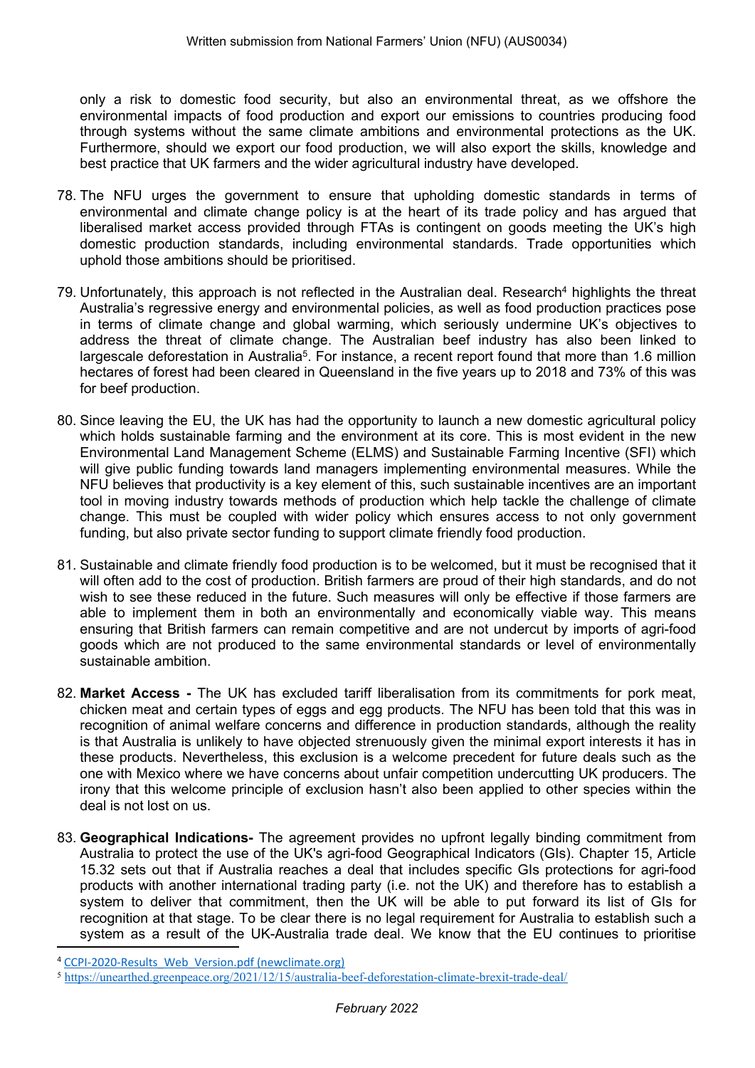only a risk to domestic food security, but also an environmental threat, as we offshore the environmental impacts of food production and export our emissions to countries producing food through systems without the same climate ambitions and environmental protections as the UK. Furthermore, should we export our food production, we will also export the skills, knowledge and best practice that UK farmers and the wider agricultural industry have developed.

78. The NFU urges the government to ensure that upholding domestic standards in terms of environmental and climate change policy is at the heart of its trade policy and has argued that liberalised market access provided through FTAs is contingent on goods meeting the UK's high domestic production standards, including environmental standards. Trade opportunities which uphold those ambitions should be prioritised.

79. Unfortunately, this approach is not reflected in the Australian deal. Research[4] highlights the threat Australia's regressive energy and environmental policies, as well as food production practices pose in terms of climate change and global warming, which seriously undermine UK's objectives to address the threat of climate change. The Australian beef industry has also been linked to largescale deforestation in Australia[5]. For instance, a recent report found that more than 1.6 million hectares of forest had been cleared in Queensland in the five years up to 2018 and 73% of this was for beef production.

80. Since leaving the EU, the UK has had the opportunity to launch a new domestic agricultural policy which holds sustainable farming and the environment at its core. This is most evident in the new Environmental Land Management Scheme (ELMS) and Sustainable Farming Incentive (SFI) which will give public funding towards land managers implementing environmental measures. While the NFU believes that productivity is a key element of this, such sustainable incentives are an important tool in moving industry towards methods of production which help tackle the challenge of climate change. This must be coupled with wider policy which ensures access to not only government funding, but also private sector funding to support climate friendly food production.

81. Sustainable and climate friendly food production is to be welcomed, but it must be recognised that it will often add to the cost of production. British farmers are proud of their high standards, and do not wish to see these reduced in the future. Such measures will only be effective if those farmers are able to implement them in both an environmentally and economically viable way. This means ensuring that British farmers can remain competitive and are not undercut by imports of agri-food goods which are not produced to the same environmental standards or level of environmentally sustainable ambition.

82. **Market Access -** The UK has excluded tariff liberalisation from its commitments for pork meat, chicken meat and certain types of eggs and egg products. The NFU has been told that this was in recognition of animal welfare concerns and difference in production standards, although the reality is that Australia is unlikely to have objected strenuously given the minimal export interests it has in these products. Nevertheless, this exclusion is a welcome precedent for future deals such as the one with Mexico where we have concerns about unfair competition undercutting UK producers. The irony that this welcome principle of exclusion hasn't also been applied to other species within the deal is not lost on us.

83. **Geographical Indications-** The agreement provides no upfront legally binding commitment from Australia to protect the use of the UK's agri-food Geographical Indicators (GIs). Chapter 15, Article 15.32 sets out that if Australia reaches a deal that includes specific GIs protections for agri-food products with another international trading party (i.e. not the UK) and therefore has to establish a system to deliver that commitment, then the UK will be able to put forward its list of GIs for recognition at that stage. To be clear there is no legal requirement for Australia to establish such a system as a result of the UK-Australia trade deal. We know that the EU continues to prioritise

[4] CCPI-2020-Results_Web_Version.pdf (newclimate.org)

[5] https://unearthed.greenpeace.org/2021/12/15/australia-beef-deforestation-climate-brexit-trade-deal/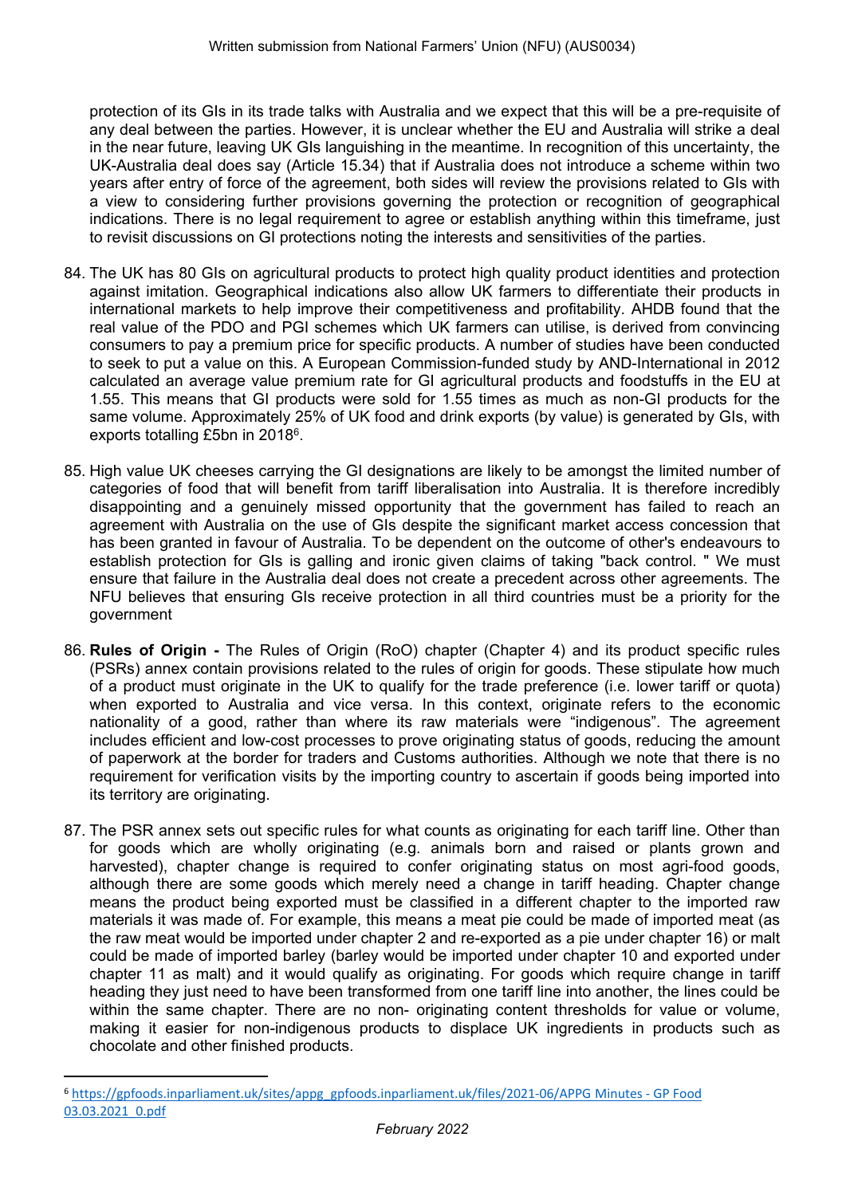protection of its GIs in its trade talks with Australia and we expect that this will be a pre-requisite of any deal between the parties. However, it is unclear whether the EU and Australia will strike a deal in the near future, leaving UK GIs languishing in the meantime. In recognition of this uncertainty, the UK-Australia deal does say (Article 15.34) that if Australia does not introduce a scheme within two years after entry of force of the agreement, both sides will review the provisions related to GIs with a view to considering further provisions governing the protection or recognition of geographical indications. There is no legal requirement to agree or establish anything within this timeframe, just to revisit discussions on GI protections noting the interests and sensitivities of the parties.

84. The UK has 80 GIs on agricultural products to protect high quality product identities and protection against imitation. Geographical indications also allow UK farmers to differentiate their products in international markets to help improve their competitiveness and profitability. AHDB found that the real value of the PDO and PGI schemes which UK farmers can utilise, is derived from convincing consumers to pay a premium price for specific products. A number of studies have been conducted to seek to put a value on this. A European Commission-funded study by AND-International in 2012 calculated an average value premium rate for GI agricultural products and foodstuffs in the EU at 1.55. This means that GI products were sold for 1.55 times as much as non-GI products for the same volume. Approximately 25% of UK food and drink exports (by value) is generated by GIs, with exports totalling £5bn in 2018[6].

85. High value UK cheeses carrying the GI designations are likely to be amongst the limited number of categories of food that will benefit from tariff liberalisation into Australia. It is therefore incredibly disappointing and a genuinely missed opportunity that the government has failed to reach an agreement with Australia on the use of GIs despite the significant market access concession that has been granted in favour of Australia. To be dependent on the outcome of other's endeavours to establish protection for GIs is galling and ironic given claims of taking "back control. " We must ensure that failure in the Australia deal does not create a precedent across other agreements. The NFU believes that ensuring GIs receive protection in all third countries must be a priority for the government

86. **Rules of Origin -** The Rules of Origin (RoO) chapter (Chapter 4) and its product specific rules (PSRs) annex contain provisions related to the rules of origin for goods. These stipulate how much of a product must originate in the UK to qualify for the trade preference (i.e. lower tariff or quota) when exported to Australia and vice versa. In this context, originate refers to the economic nationality of a good, rather than where its raw materials were "indigenous". The agreement includes efficient and low-cost processes to prove originating status of goods, reducing the amount of paperwork at the border for traders and Customs authorities. Although we note that there is no requirement for verification visits by the importing country to ascertain if goods being imported into its territory are originating.

87. The PSR annex sets out specific rules for what counts as originating for each tariff line. Other than for goods which are wholly originating (e.g. animals born and raised or plants grown and harvested), chapter change is required to confer originating status on most agri-food goods, although there are some goods which merely need a change in tariff heading. Chapter change means the product being exported must be classified in a different chapter to the imported raw materials it was made of. For example, this means a meat pie could be made of imported meat (as the raw meat would be imported under chapter 2 and re-exported as a pie under chapter 16) or malt could be made of imported barley (barley would be imported under chapter 10 and exported under chapter 11 as malt) and it would qualify as originating. For goods which require change in tariff heading they just need to have been transformed from one tariff line into another, the lines could be within the same chapter. There are no non- originating content thresholds for value or volume, making it easier for non-indigenous products to displace UK ingredients in products such as chocolate and other finished products.

[6] https://gpfoods.inparliament.uk/sites/appg_gpfoods.inparliament.uk/files/2021-06/APPG Minutes - GP Food 03.03.2021_0.pdf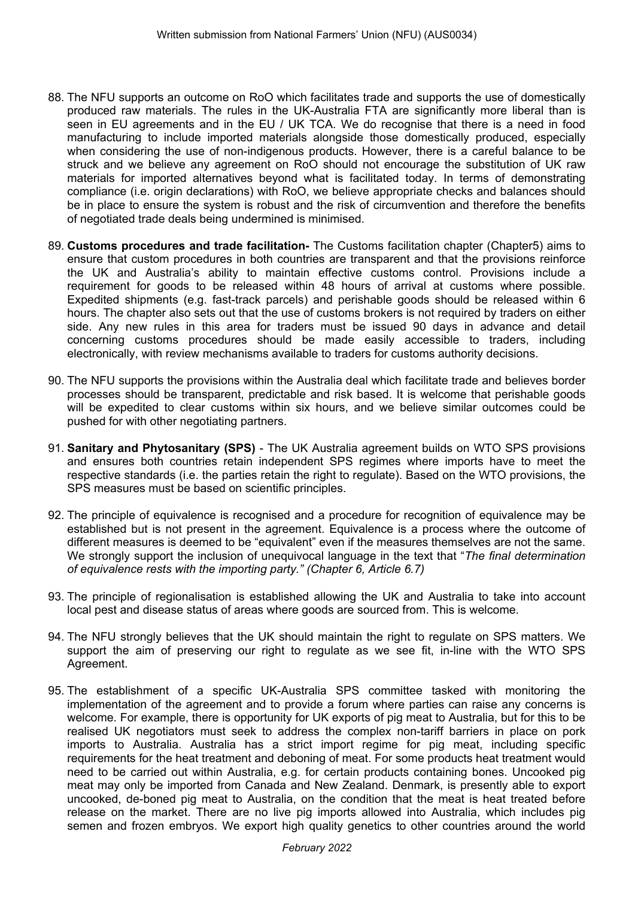88. The NFU supports an outcome on RoO which facilitates trade and supports the use of domestically produced raw materials. The rules in the UK-Australia FTA are significantly more liberal than is seen in EU agreements and in the EU / UK TCA. We do recognise that there is a need in food manufacturing to include imported materials alongside those domestically produced, especially when considering the use of non-indigenous products. However, there is a careful balance to be struck and we believe any agreement on RoO should not encourage the substitution of UK raw materials for imported alternatives beyond what is facilitated today. In terms of demonstrating compliance (i.e. origin declarations) with RoO, we believe appropriate checks and balances should be in place to ensure the system is robust and the risk of circumvention and therefore the benefits of negotiated trade deals being undermined is minimised.

89. **Customs procedures and trade facilitation-** The Customs facilitation chapter (Chapter5) aims to ensure that custom procedures in both countries are transparent and that the provisions reinforce the UK and Australia's ability to maintain effective customs control. Provisions include a requirement for goods to be released within 48 hours of arrival at customs where possible. Expedited shipments (e.g. fast-track parcels) and perishable goods should be released within 6 hours. The chapter also sets out that the use of customs brokers is not required by traders on either side. Any new rules in this area for traders must be issued 90 days in advance and detail concerning customs procedures should be made easily accessible to traders, including electronically, with review mechanisms available to traders for customs authority decisions.

90. The NFU supports the provisions within the Australia deal which facilitate trade and believes border processes should be transparent, predictable and risk based. It is welcome that perishable goods will be expedited to clear customs within six hours, and we believe similar outcomes could be pushed for with other negotiating partners.

91. **Sanitary and Phytosanitary (SPS)** - The UK Australia agreement builds on WTO SPS provisions and ensures both countries retain independent SPS regimes where imports have to meet the respective standards (i.e. the parties retain the right to regulate). Based on the WTO provisions, the SPS measures must be based on scientific principles.

92. The principle of equivalence is recognised and a procedure for recognition of equivalence may be established but is not present in the agreement. Equivalence is a process where the outcome of different measures is deemed to be "equivalent" even if the measures themselves are not the same. We strongly support the inclusion of unequivocal language in the text that "*The final determination of equivalence rests with the importing party." (Chapter 6, Article 6.7)*

93. The principle of regionalisation is established allowing the UK and Australia to take into account local pest and disease status of areas where goods are sourced from. This is welcome.

94. The NFU strongly believes that the UK should maintain the right to regulate on SPS matters. We support the aim of preserving our right to regulate as we see fit, in-line with the WTO SPS Agreement.

95. The establishment of a specific UK-Australia SPS committee tasked with monitoring the implementation of the agreement and to provide a forum where parties can raise any concerns is welcome. For example, there is opportunity for UK exports of pig meat to Australia, but for this to be realised UK negotiators must seek to address the complex non-tariff barriers in place on pork imports to Australia. Australia has a strict import regime for pig meat, including specific requirements for the heat treatment and deboning of meat. For some products heat treatment would need to be carried out within Australia, e.g. for certain products containing bones. Uncooked pig meat may only be imported from Canada and New Zealand. Denmark, is presently able to export uncooked, de-boned pig meat to Australia, on the condition that the meat is heat treated before release on the market. There are no live pig imports allowed into Australia, which includes pig semen and frozen embryos. We export high quality genetics to other countries around the world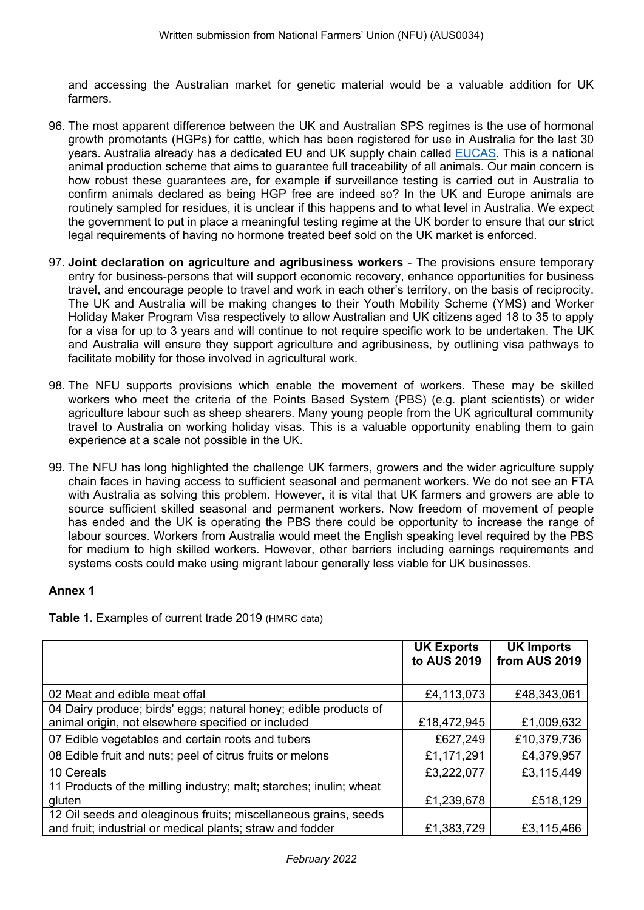and accessing the Australian market for genetic material would be a valuable addition for UK farmers.

96. The most apparent difference between the UK and Australian SPS regimes is the use of hormonal growth promotants (HGPs) for cattle, which has been registered for use in Australia for the last 30 years. Australia already has a dedicated EU and UK supply chain called EUCAS. This is a national animal production scheme that aims to guarantee full traceability of all animals. Our main concern is how robust these guarantees are, for example if surveillance testing is carried out in Australia to confirm animals declared as being HGP free are indeed so? In the UK and Europe animals are routinely sampled for residues, it is unclear if this happens and to what level in Australia. We expect the government to put in place a meaningful testing regime at the UK border to ensure that our strict legal requirements of having no hormone treated beef sold on the UK market is enforced.

97. **Joint declaration on agriculture and agribusiness workers** - The provisions ensure temporary entry for business-persons that will support economic recovery, enhance opportunities for business travel, and encourage people to travel and work in each other's territory, on the basis of reciprocity. The UK and Australia will be making changes to their Youth Mobility Scheme (YMS) and Worker Holiday Maker Program Visa respectively to allow Australian and UK citizens aged 18 to 35 to apply for a visa for up to 3 years and will continue to not require specific work to be undertaken. The UK and Australia will ensure they support agriculture and agribusiness, by outlining visa pathways to facilitate mobility for those involved in agricultural work.

98. The NFU supports provisions which enable the movement of workers. These may be skilled workers who meet the criteria of the Points Based System (PBS) (e.g. plant scientists) or wider agriculture labour such as sheep shearers. Many young people from the UK agricultural community travel to Australia on working holiday visas. This is a valuable opportunity enabling them to gain experience at a scale not possible in the UK.

99. The NFU has long highlighted the challenge UK farmers, growers and the wider agriculture supply chain faces in having access to sufficient seasonal and permanent workers. We do not see an FTA with Australia as solving this problem. However, it is vital that UK farmers and growers are able to source sufficient skilled seasonal and permanent workers. Now freedom of movement of people has ended and the UK is operating the PBS there could be opportunity to increase the range of labour sources. Workers from Australia would meet the English speaking level required by the PBS for medium to high skilled workers. However, other barriers including earnings requirements and systems costs could make using migrant labour generally less viable for UK businesses.

## Annex 1

**Table 1.** Examples of current trade 2019 (HMRC data)

| | UK Exports to AUS 2019 | UK Imports from AUS 2019 |
|---|---|---|
| 02 Meat and edible meat offal | £4,113,073 | £48,343,061 |
| 04 Dairy produce; birds' eggs; natural honey; edible products of animal origin, not elsewhere specified or included | £18,472,945 | £1,009,632 |
| 07 Edible vegetables and certain roots and tubers | £627,249 | £10,379,736 |
| 08 Edible fruit and nuts; peel of citrus fruits or melons | £1,171,291 | £4,379,957 |
| 10 Cereals | £3,222,077 | £3,115,449 |
| 11 Products of the milling industry; malt; starches; inulin; wheat gluten | £1,239,678 | £518,129 |
| 12 Oil seeds and oleaginous fruits; miscellaneous grains, seeds and fruit; industrial or medical plants; straw and fodder | £1,383,729 | £3,115,466 |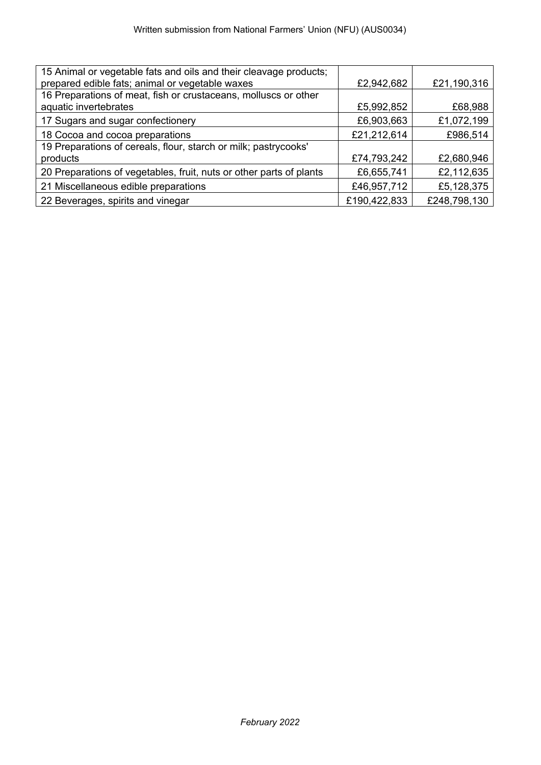| | | |
|---|---|---|
| 15 Animal or vegetable fats and oils and their cleavage products; prepared edible fats; animal or vegetable waxes | £2,942,682 | £21,190,316 |
| 16 Preparations of meat, fish or crustaceans, molluscs or other aquatic invertebrates | £5,992,852 | £68,988 |
| 17 Sugars and sugar confectionery | £6,903,663 | £1,072,199 |
| 18 Cocoa and cocoa preparations | £21,212,614 | £986,514 |
| 19 Preparations of cereals, flour, starch or milk; pastrycooks' products | £74,793,242 | £2,680,946 |
| 20 Preparations of vegetables, fruit, nuts or other parts of plants | £6,655,741 | £2,112,635 |
| 21 Miscellaneous edible preparations | £46,957,712 | £5,128,375 |
| 22 Beverages, spirits and vinegar | £190,422,833 | £248,798,130 |

*February 2022*